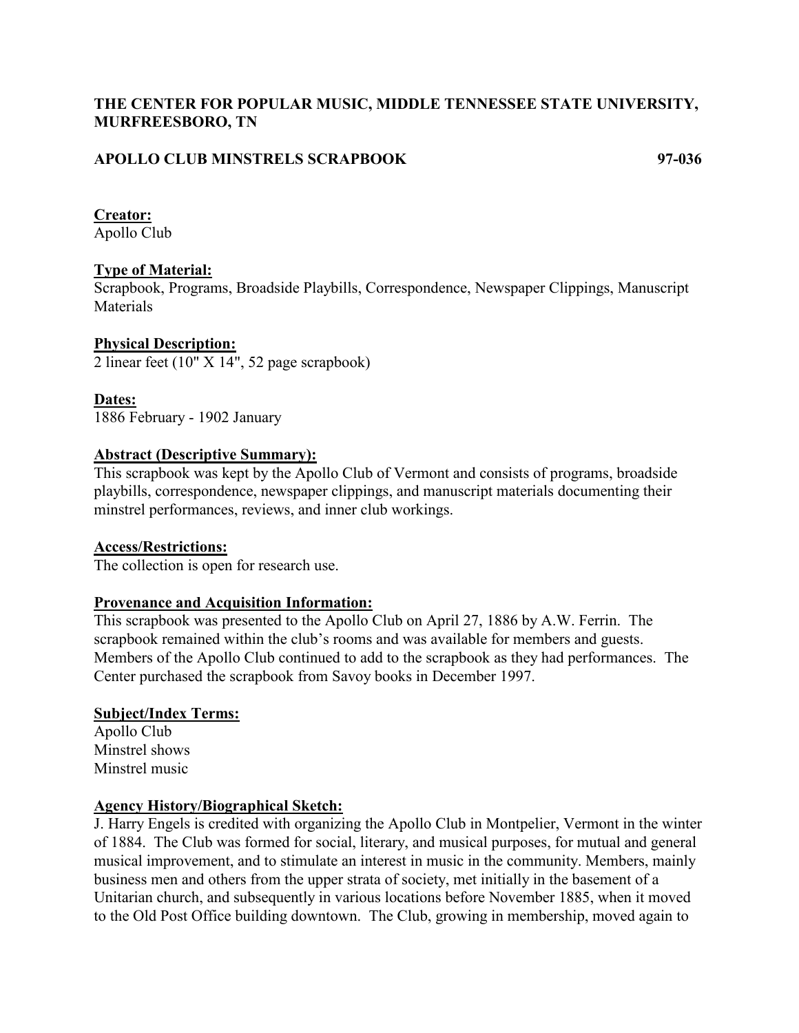**THE CENTER FOR POPULAR MUSIC, MIDDLE TENNESSEE STATE UNIVERSITY, MURFREESBORO, TN**

**APOLLO CLUB MINSTRELS SCRAPBOOK 97-036**

**Creator:**
Apollo Club

**Type of Material:**
Scrapbook, Programs, Broadside Playbills, Correspondence, Newspaper Clippings, Manuscript Materials

**Physical Description:**
2 linear feet (10" X 14", 52 page scrapbook)

**Dates:**
1886 February - 1902 January

**Abstract (Descriptive Summary):**
This scrapbook was kept by the Apollo Club of Vermont and consists of programs, broadside playbills, correspondence, newspaper clippings, and manuscript materials documenting their minstrel performances, reviews, and inner club workings.

**Access/Restrictions:**
The collection is open for research use.

**Provenance and Acquisition Information:**
This scrapbook was presented to the Apollo Club on April 27, 1886 by A.W. Ferrin. The scrapbook remained within the club's rooms and was available for members and guests. Members of the Apollo Club continued to add to the scrapbook as they had performances. The Center purchased the scrapbook from Savoy books in December 1997.

**Subject/Index Terms:**
Apollo Club
Minstrel shows
Minstrel music

**Agency History/Biographical Sketch:**
J. Harry Engels is credited with organizing the Apollo Club in Montpelier, Vermont in the winter of 1884. The Club was formed for social, literary, and musical purposes, for mutual and general musical improvement, and to stimulate an interest in music in the community. Members, mainly business men and others from the upper strata of society, met initially in the basement of a Unitarian church, and subsequently in various locations before November 1885, when it moved to the Old Post Office building downtown. The Club, growing in membership, moved again to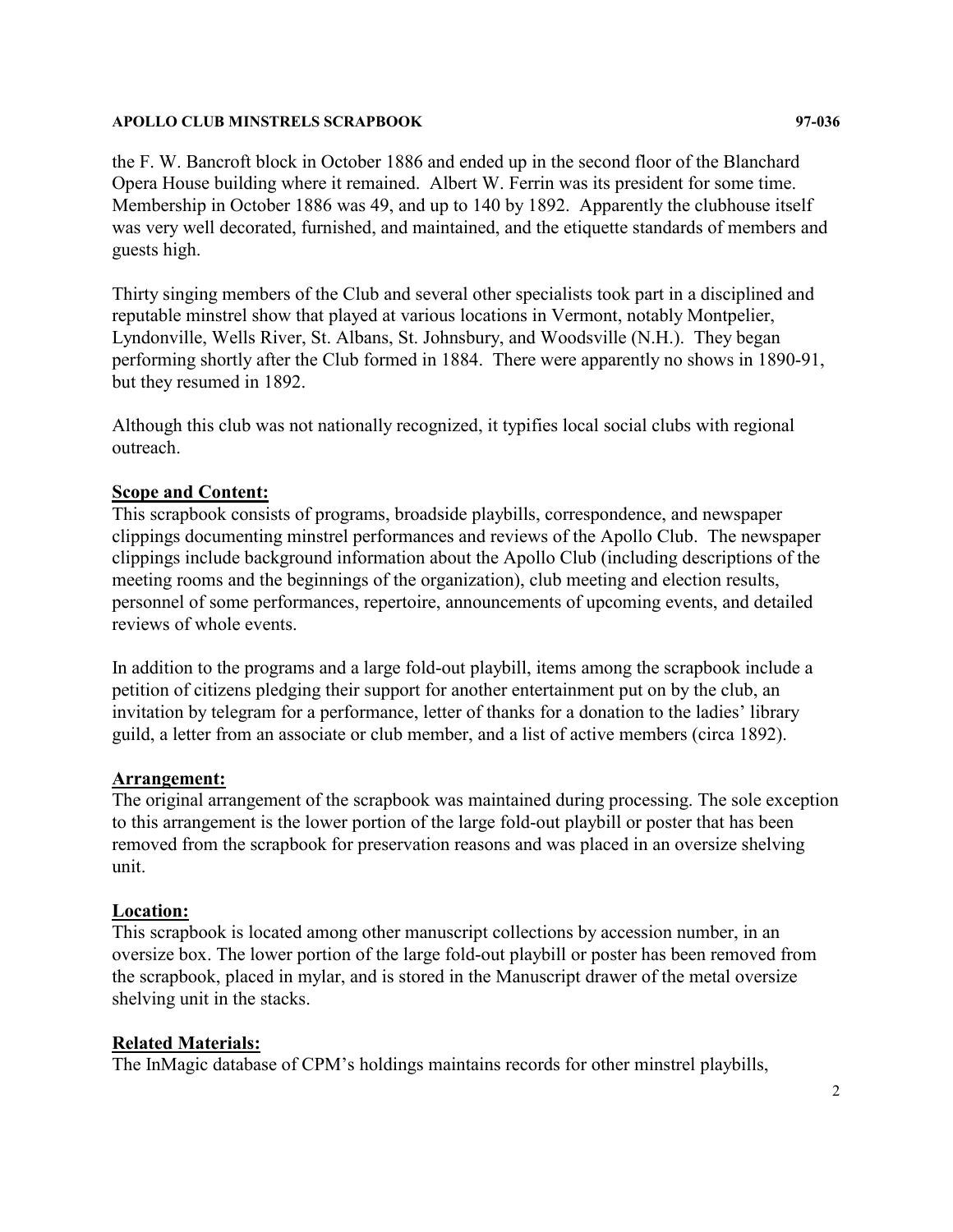the F. W. Bancroft block in October 1886 and ended up in the second floor of the Blanchard Opera House building where it remained. Albert W. Ferrin was its president for some time. Membership in October 1886 was 49, and up to 140 by 1892. Apparently the clubhouse itself was very well decorated, furnished, and maintained, and the etiquette standards of members and guests high.

Thirty singing members of the Club and several other specialists took part in a disciplined and reputable minstrel show that played at various locations in Vermont, notably Montpelier, Lyndonville, Wells River, St. Albans, St. Johnsbury, and Woodsville (N.H.). They began performing shortly after the Club formed in 1884. There were apparently no shows in 1890-91, but they resumed in 1892.

Although this club was not nationally recognized, it typifies local social clubs with regional outreach.

## Scope and Content:

This scrapbook consists of programs, broadside playbills, correspondence, and newspaper clippings documenting minstrel performances and reviews of the Apollo Club. The newspaper clippings include background information about the Apollo Club (including descriptions of the meeting rooms and the beginnings of the organization), club meeting and election results, personnel of some performances, repertoire, announcements of upcoming events, and detailed reviews of whole events.

In addition to the programs and a large fold-out playbill, items among the scrapbook include a petition of citizens pledging their support for another entertainment put on by the club, an invitation by telegram for a performance, letter of thanks for a donation to the ladies' library guild, a letter from an associate or club member, and a list of active members (circa 1892).

## Arrangement:

The original arrangement of the scrapbook was maintained during processing. The sole exception to this arrangement is the lower portion of the large fold-out playbill or poster that has been removed from the scrapbook for preservation reasons and was placed in an oversize shelving unit.

## Location:

This scrapbook is located among other manuscript collections by accession number, in an oversize box. The lower portion of the large fold-out playbill or poster has been removed from the scrapbook, placed in mylar, and is stored in the Manuscript drawer of the metal oversize shelving unit in the stacks.

## Related Materials:

The InMagic database of CPM's holdings maintains records for other minstrel playbills,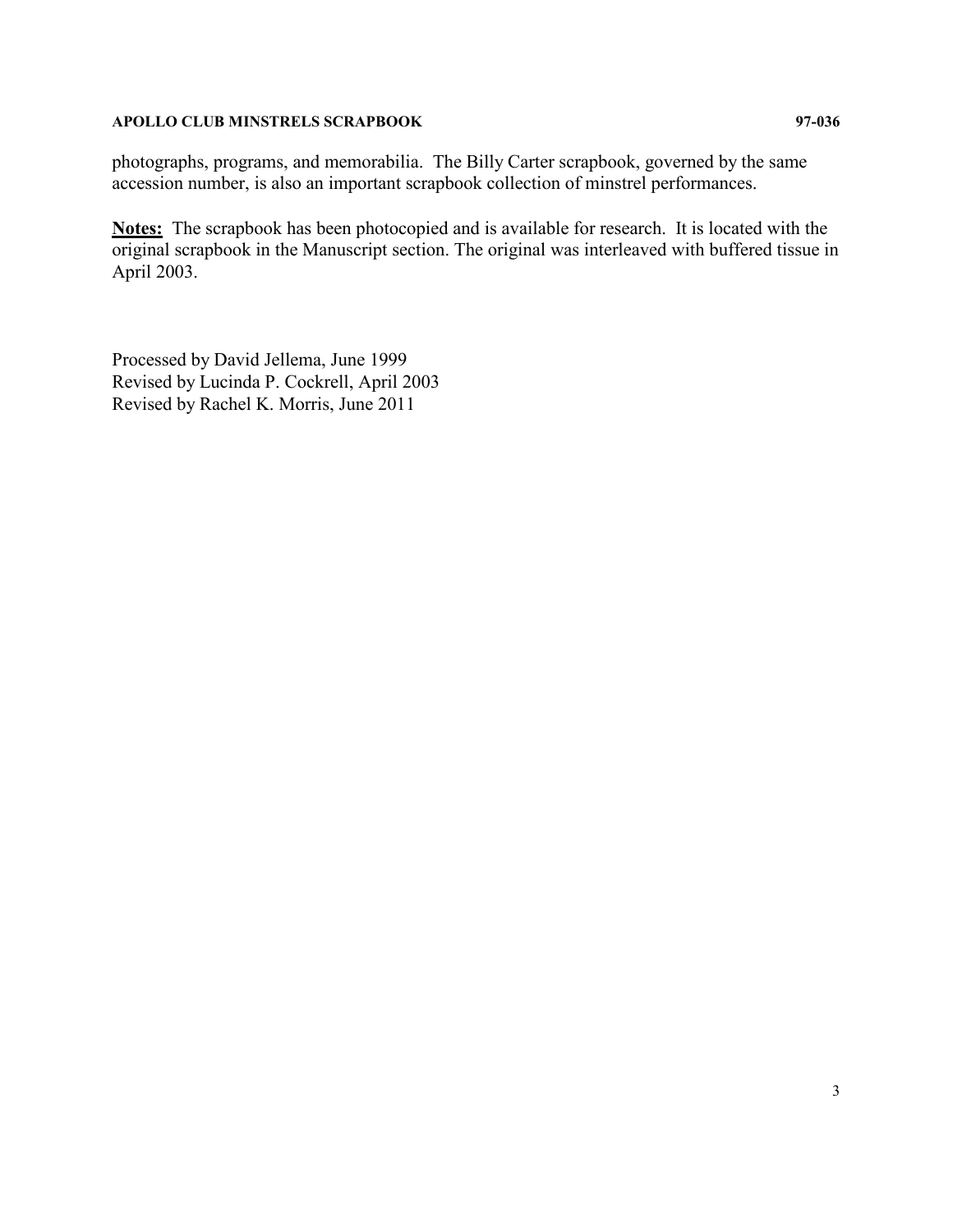photographs, programs, and memorabilia. The Billy Carter scrapbook, governed by the same accession number, is also an important scrapbook collection of minstrel performances.

**Notes:** The scrapbook has been photocopied and is available for research. It is located with the original scrapbook in the Manuscript section. The original was interleaved with buffered tissue in April 2003.

Processed by David Jellema, June 1999
Revised by Lucinda P. Cockrell, April 2003
Revised by Rachel K. Morris, June 2011